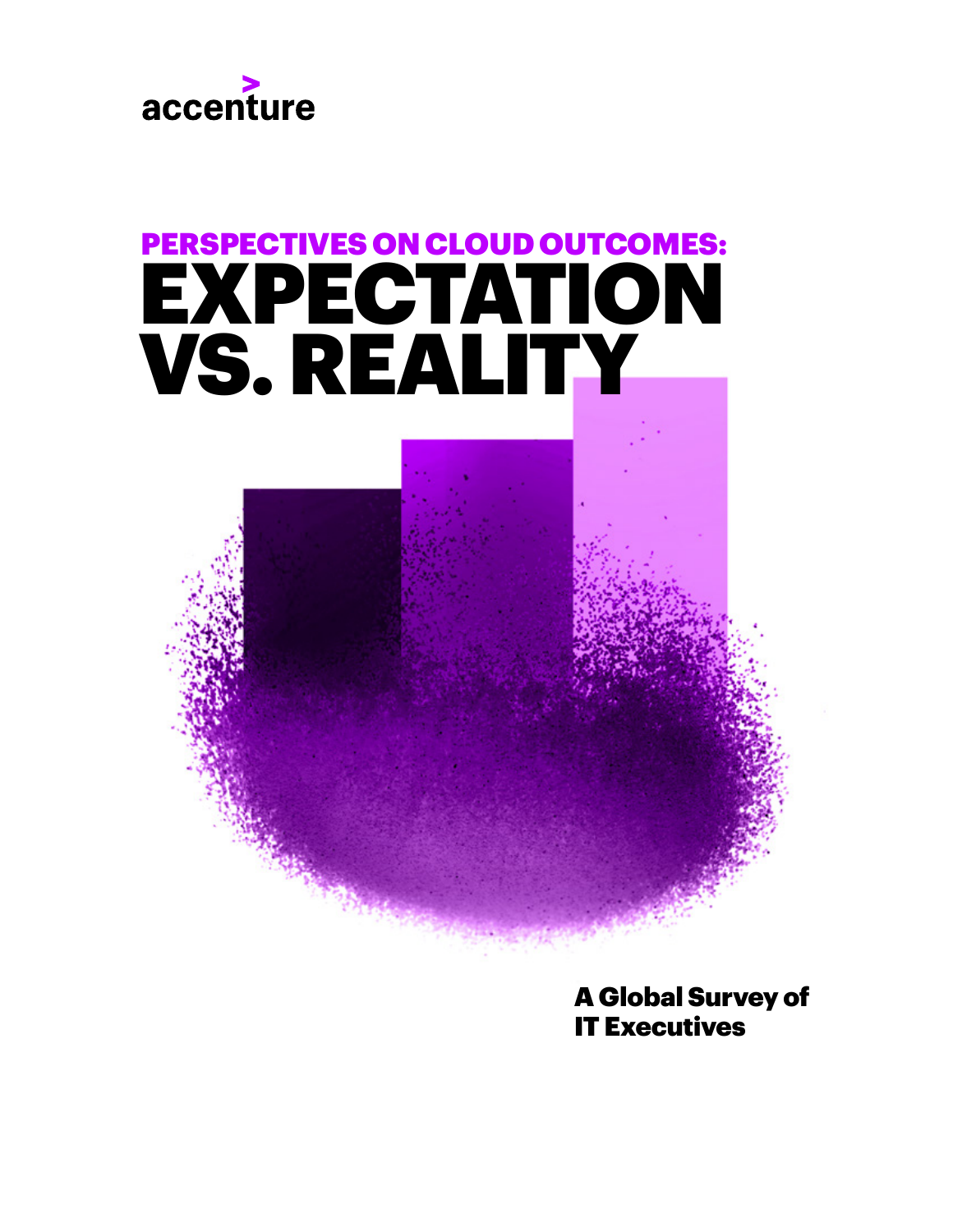accenture

# PERSPECTIVES ON CLOUD OUTCOMES: EXPECTATION VS. REALITY

**A Global Survey of IT Executives**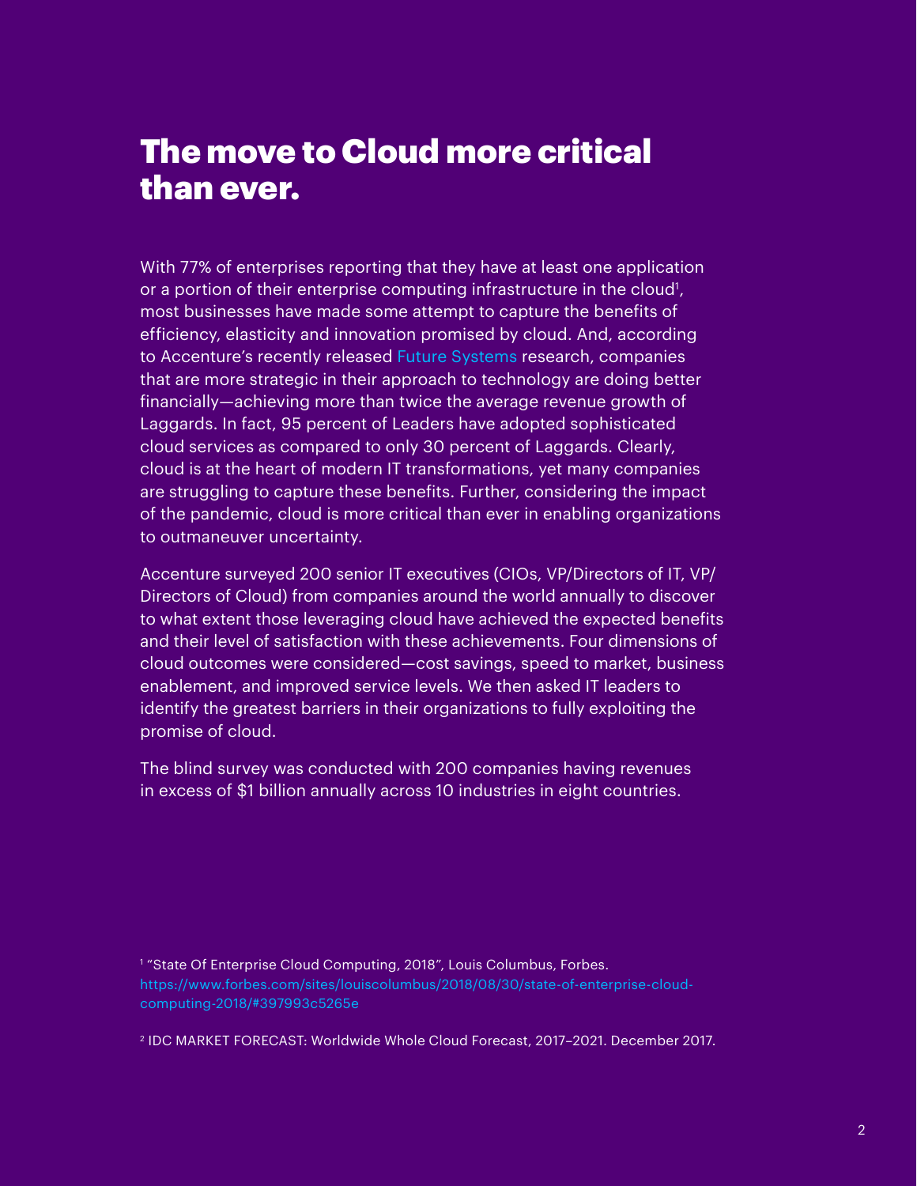# The move to Cloud more critical than ever.

With 77% of enterprises reporting that they have at least one application or a portion of their enterprise computing infrastructure in the cloud[1], most businesses have made some attempt to capture the benefits of efficiency, elasticity and innovation promised by cloud. And, according to Accenture's recently released Future Systems research, companies that are more strategic in their approach to technology are doing better financially—achieving more than twice the average revenue growth of Laggards. In fact, 95 percent of Leaders have adopted sophisticated cloud services as compared to only 30 percent of Laggards. Clearly, cloud is at the heart of modern IT transformations, yet many companies are struggling to capture these benefits. Further, considering the impact of the pandemic, cloud is more critical than ever in enabling organizations to outmaneuver uncertainty.

Accenture surveyed 200 senior IT executives (CIOs, VP/Directors of IT, VP/Directors of Cloud) from companies around the world annually to discover to what extent those leveraging cloud have achieved the expected benefits and their level of satisfaction with these achievements. Four dimensions of cloud outcomes were considered—cost savings, speed to market, business enablement, and improved service levels. We then asked IT leaders to identify the greatest barriers in their organizations to fully exploiting the promise of cloud.

The blind survey was conducted with 200 companies having revenues in excess of $1 billion annually across 10 industries in eight countries.

[1] "State Of Enterprise Cloud Computing, 2018", Louis Columbus, Forbes. https://www.forbes.com/sites/louiscolumbus/2018/08/30/state-of-enterprise-cloud-computing-2018/#397993c5265e

[2] IDC MARKET FORECAST: Worldwide Whole Cloud Forecast, 2017–2021. December 2017.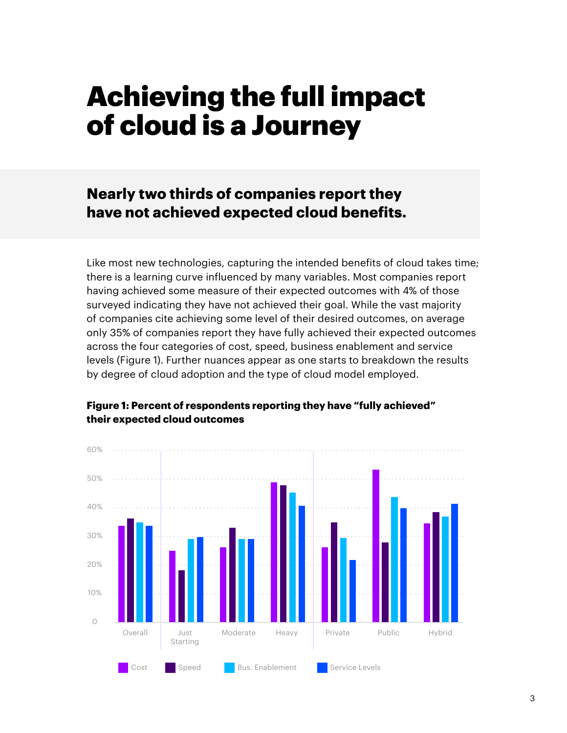# Achieving the full impact of cloud is a Journey

## Nearly two thirds of companies report they have not achieved expected cloud benefits.

Like most new technologies, capturing the intended benefits of cloud takes time; there is a learning curve influenced by many variables. Most companies report having achieved some measure of their expected outcomes with 4% of those surveyed indicating they have not achieved their goal. While the vast majority of companies cite achieving some level of their desired outcomes, on average only 35% of companies report they have fully achieved their expected outcomes across the four categories of cost, speed, business enablement and service levels (Figure 1). Further nuances appear as one starts to breakdown the results by degree of cloud adoption and the type of cloud model employed.

**Figure 1: Percent of respondents reporting they have "fully achieved" their expected cloud outcomes**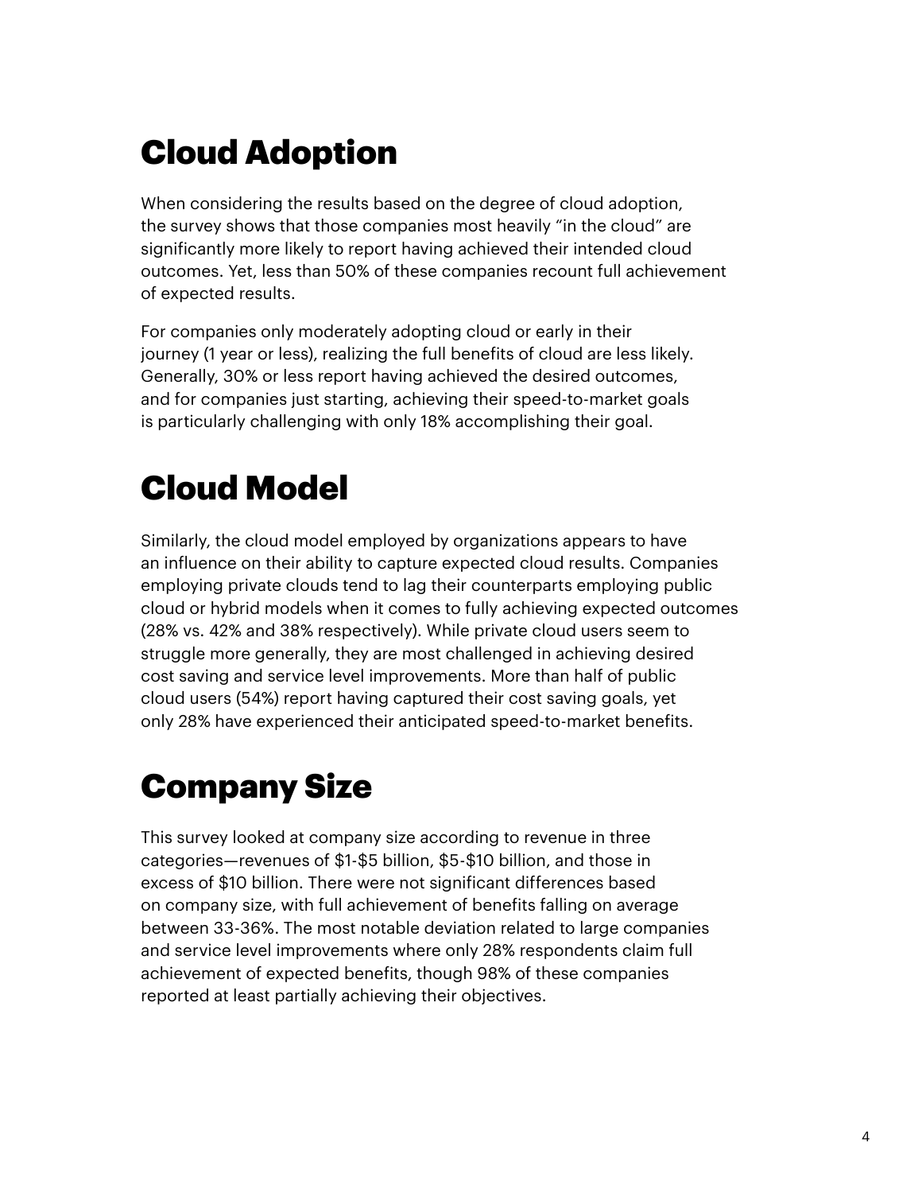## Cloud Adoption

When considering the results based on the degree of cloud adoption, the survey shows that those companies most heavily "in the cloud" are significantly more likely to report having achieved their intended cloud outcomes. Yet, less than 50% of these companies recount full achievement of expected results.

For companies only moderately adopting cloud or early in their journey (1 year or less), realizing the full benefits of cloud are less likely. Generally, 30% or less report having achieved the desired outcomes, and for companies just starting, achieving their speed-to-market goals is particularly challenging with only 18% accomplishing their goal.

## Cloud Model

Similarly, the cloud model employed by organizations appears to have an influence on their ability to capture expected cloud results. Companies employing private clouds tend to lag their counterparts employing public cloud or hybrid models when it comes to fully achieving expected outcomes (28% vs. 42% and 38% respectively). While private cloud users seem to struggle more generally, they are most challenged in achieving desired cost saving and service level improvements. More than half of public cloud users (54%) report having captured their cost saving goals, yet only 28% have experienced their anticipated speed-to-market benefits.

## Company Size

This survey looked at company size according to revenue in three categories—revenues of $1-$5 billion, $5-$10 billion, and those in excess of $10 billion. There were not significant differences based on company size, with full achievement of benefits falling on average between 33-36%. The most notable deviation related to large companies and service level improvements where only 28% respondents claim full achievement of expected benefits, though 98% of these companies reported at least partially achieving their objectives.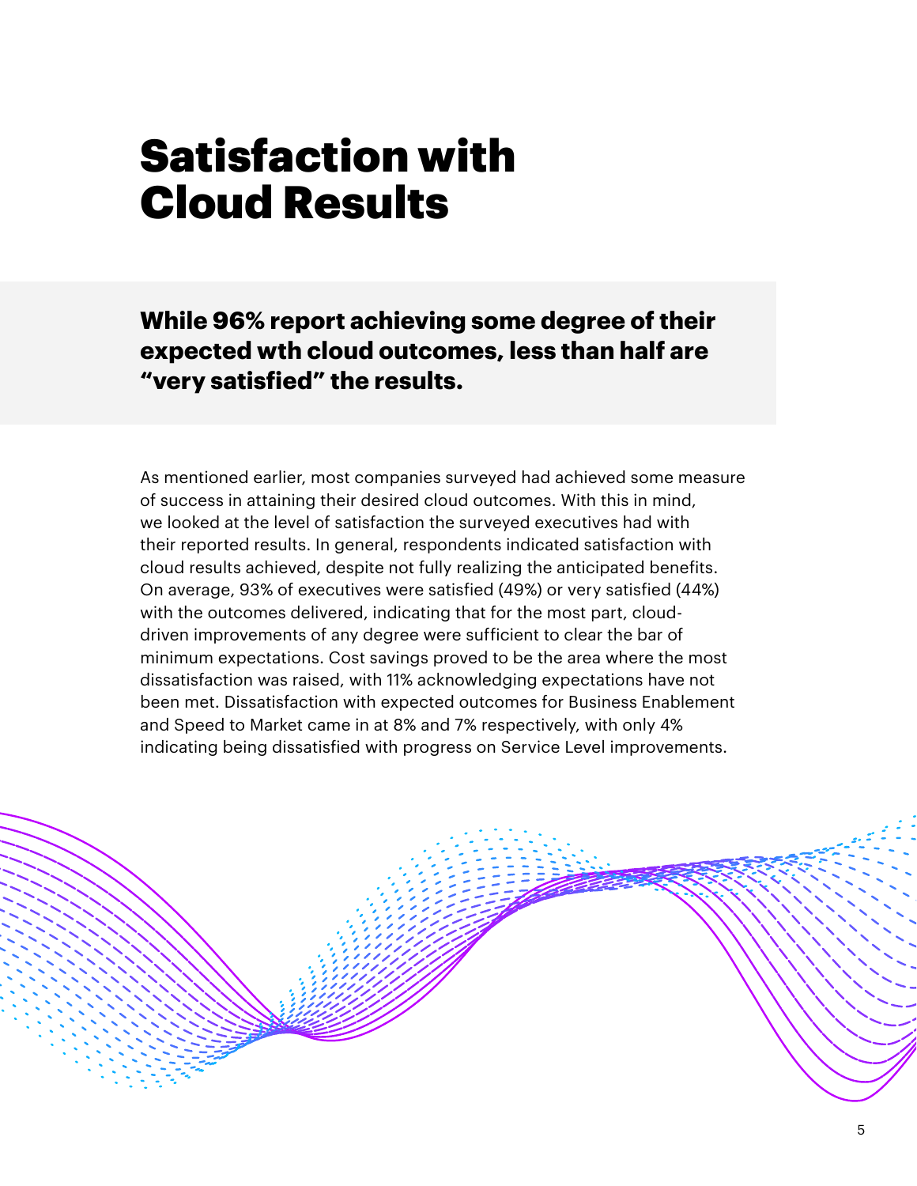# Satisfaction with Cloud Results

**While 96% report achieving some degree of their expected wth cloud outcomes, less than half are "very satisfied" the results.**

As mentioned earlier, most companies surveyed had achieved some measure of success in attaining their desired cloud outcomes. With this in mind, we looked at the level of satisfaction the surveyed executives had with their reported results. In general, respondents indicated satisfaction with cloud results achieved, despite not fully realizing the anticipated benefits. On average, 93% of executives were satisfied (49%) or very satisfied (44%) with the outcomes delivered, indicating that for the most part, cloud-driven improvements of any degree were sufficient to clear the bar of minimum expectations. Cost savings proved to be the area where the most dissatisfaction was raised, with 11% acknowledging expectations have not been met. Dissatisfaction with expected outcomes for Business Enablement and Speed to Market came in at 8% and 7% respectively, with only 4% indicating being dissatisfied with progress on Service Level improvements.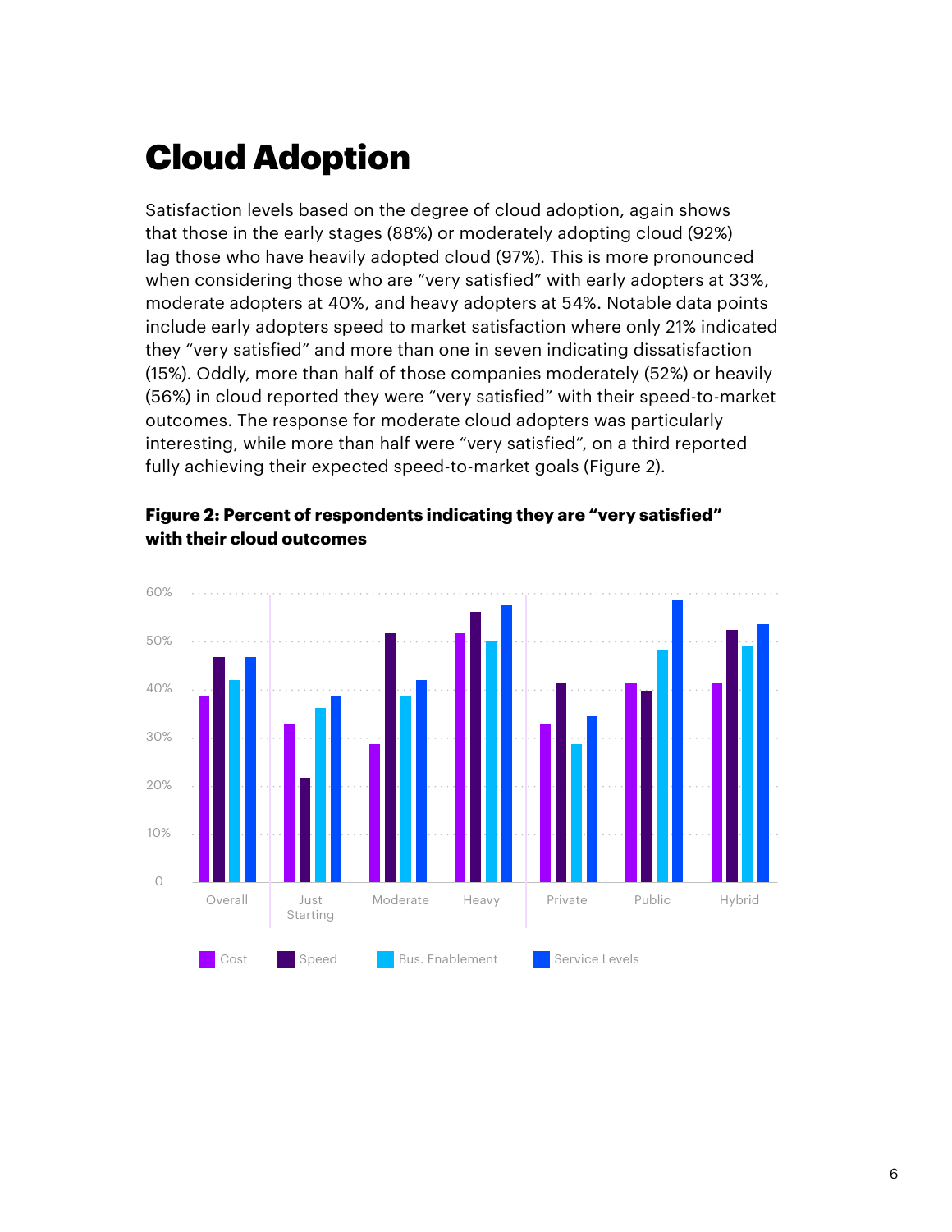# Cloud Adoption

Satisfaction levels based on the degree of cloud adoption, again shows that those in the early stages (88%) or moderately adopting cloud (92%) lag those who have heavily adopted cloud (97%). This is more pronounced when considering those who are "very satisfied" with early adopters at 33%, moderate adopters at 40%, and heavy adopters at 54%. Notable data points include early adopters speed to market satisfaction where only 21% indicated they "very satisfied" and more than one in seven indicating dissatisfaction (15%). Oddly, more than half of those companies moderately (52%) or heavily (56%) in cloud reported they were "very satisfied" with their speed-to-market outcomes. The response for moderate cloud adopters was particularly interesting, while more than half were "very satisfied", on a third reported fully achieving their expected speed-to-market goals (Figure 2).

**Figure 2: Percent of respondents indicating they are "very satisfied" with their cloud outcomes**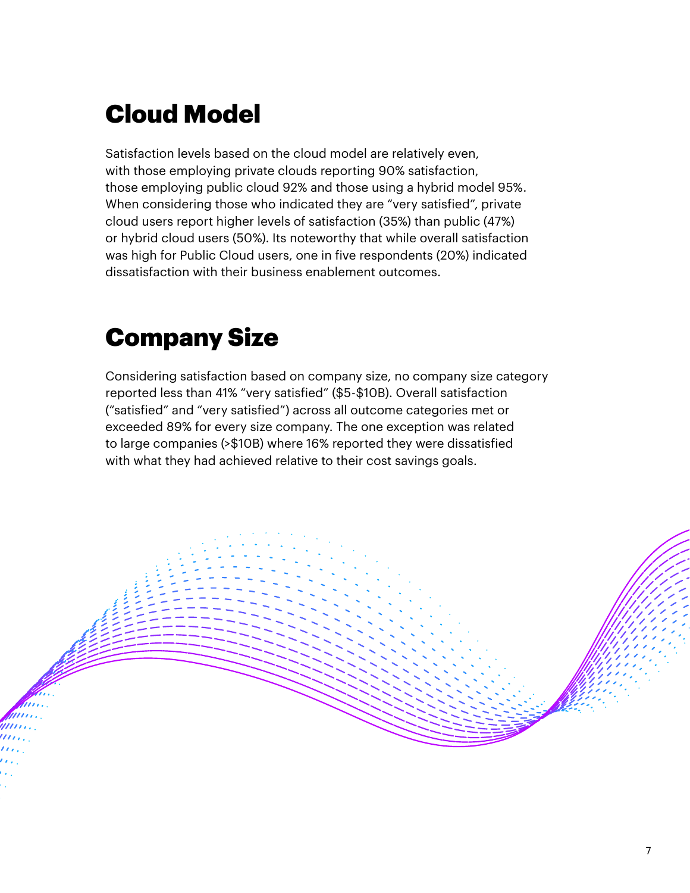## Cloud Model

Satisfaction levels based on the cloud model are relatively even, with those employing private clouds reporting 90% satisfaction, those employing public cloud 92% and those using a hybrid model 95%. When considering those who indicated they are "very satisfied", private cloud users report higher levels of satisfaction (35%) than public (47%) or hybrid cloud users (50%). Its noteworthy that while overall satisfaction was high for Public Cloud users, one in five respondents (20%) indicated dissatisfaction with their business enablement outcomes.

## Company Size

Considering satisfaction based on company size, no company size category reported less than 41% "very satisfied" ($5-$10B). Overall satisfaction ("satisfied" and "very satisfied") across all outcome categories met or exceeded 89% for every size company. The one exception was related to large companies (>$10B) where 16% reported they were dissatisfied with what they had achieved relative to their cost savings goals.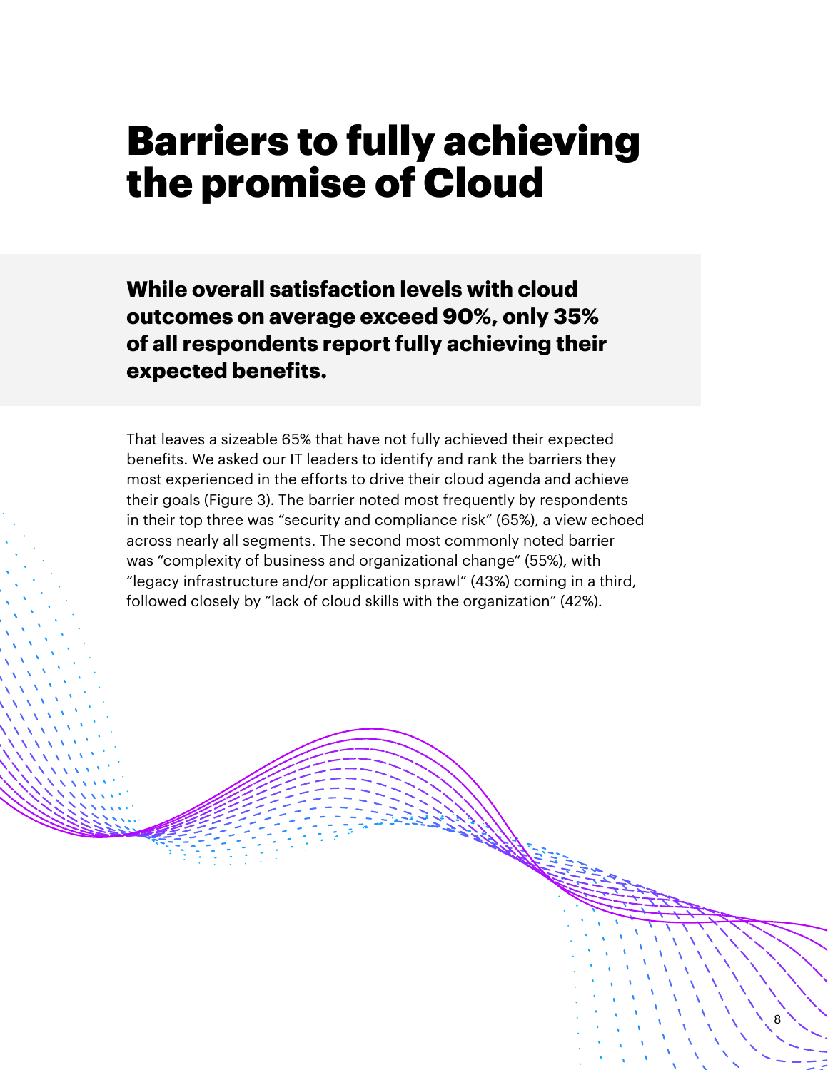# Barriers to fully achieving the promise of Cloud

**While overall satisfaction levels with cloud outcomes on average exceed 90%, only 35% of all respondents report fully achieving their expected benefits.**

That leaves a sizeable 65% that have not fully achieved their expected benefits. We asked our IT leaders to identify and rank the barriers they most experienced in the efforts to drive their cloud agenda and achieve their goals (Figure 3). The barrier noted most frequently by respondents in their top three was "security and compliance risk" (65%), a view echoed across nearly all segments. The second most commonly noted barrier was "complexity of business and organizational change" (55%), with "legacy infrastructure and/or application sprawl" (43%) coming in a third, followed closely by "lack of cloud skills with the organization" (42%).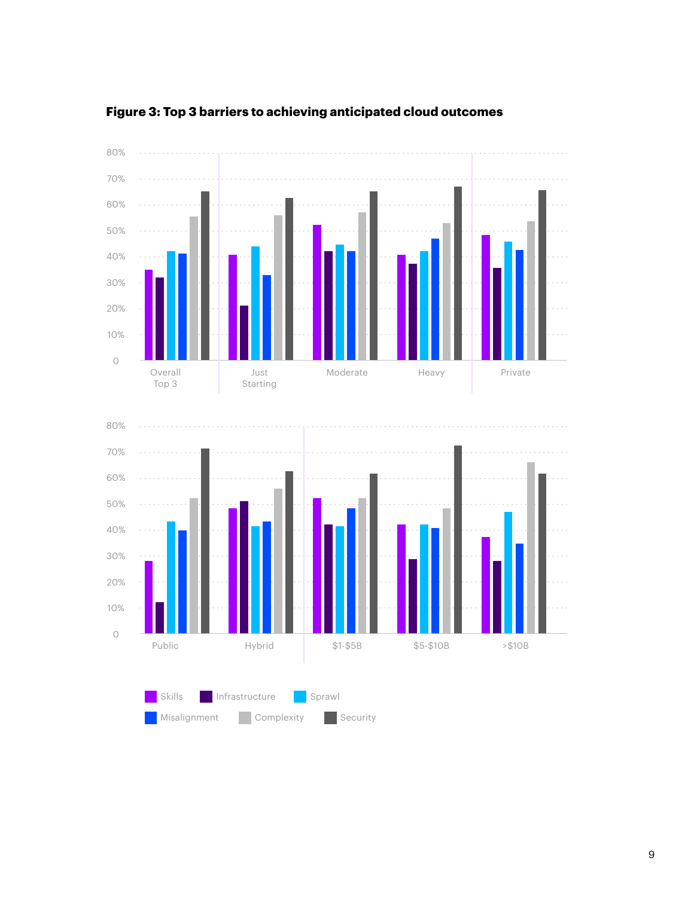**Figure 3: Top 3 barriers to achieving anticipated cloud outcomes**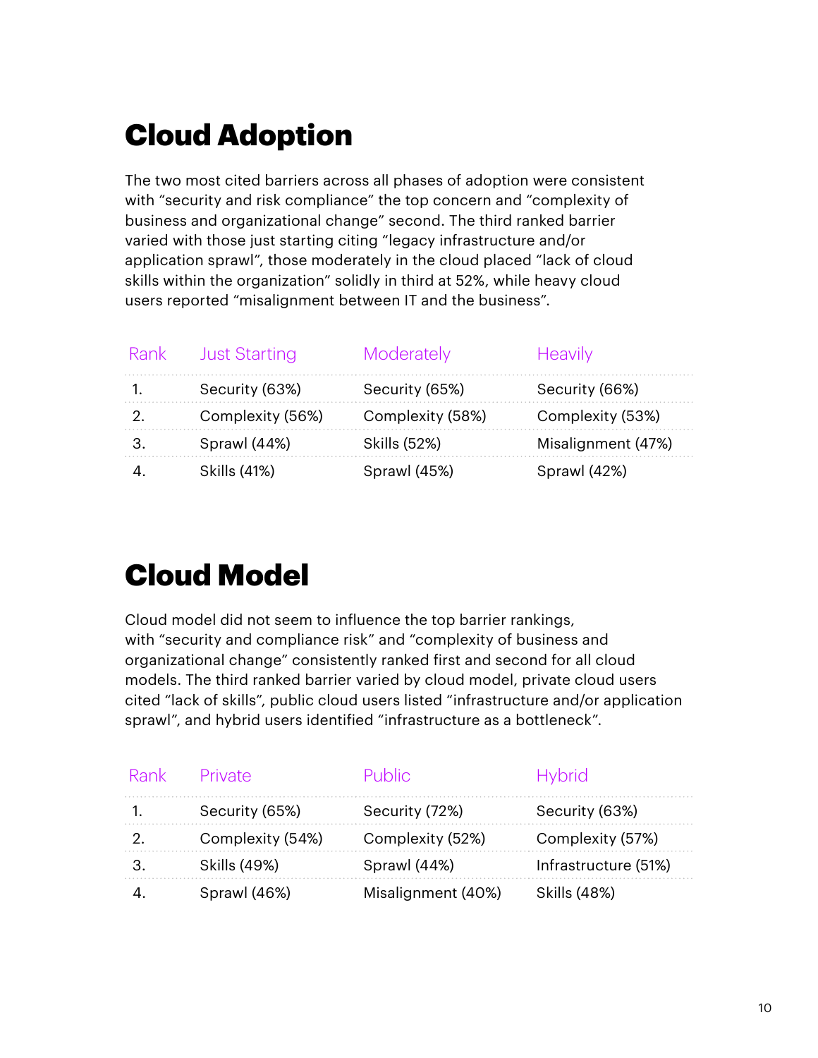# Cloud Adoption

The two most cited barriers across all phases of adoption were consistent with "security and risk compliance" the top concern and "complexity of business and organizational change" second. The third ranked barrier varied with those just starting citing "legacy infrastructure and/or application sprawl", those moderately in the cloud placed "lack of cloud skills within the organization" solidly in third at 52%, while heavy cloud users reported "misalignment between IT and the business".

| Rank | Just Starting | Moderately | Heavily |
| --- | --- | --- | --- |
| 1. | Security (63%) | Security (65%) | Security (66%) |
| 2. | Complexity (56%) | Complexity (58%) | Complexity (53%) |
| 3. | Sprawl (44%) | Skills (52%) | Misalignment (47%) |
| 4. | Skills (41%) | Sprawl (45%) | Sprawl (42%) |

# Cloud Model

Cloud model did not seem to influence the top barrier rankings, with "security and compliance risk" and "complexity of business and organizational change" consistently ranked first and second for all cloud models. The third ranked barrier varied by cloud model, private cloud users cited "lack of skills", public cloud users listed "infrastructure and/or application sprawl", and hybrid users identified "infrastructure as a bottleneck".

| Rank | Private | Public | Hybrid |
| --- | --- | --- | --- |
| 1. | Security (65%) | Security (72%) | Security (63%) |
| 2. | Complexity (54%) | Complexity (52%) | Complexity (57%) |
| 3. | Skills (49%) | Sprawl (44%) | Infrastructure (51%) |
| 4. | Sprawl (46%) | Misalignment (40%) | Skills (48%) |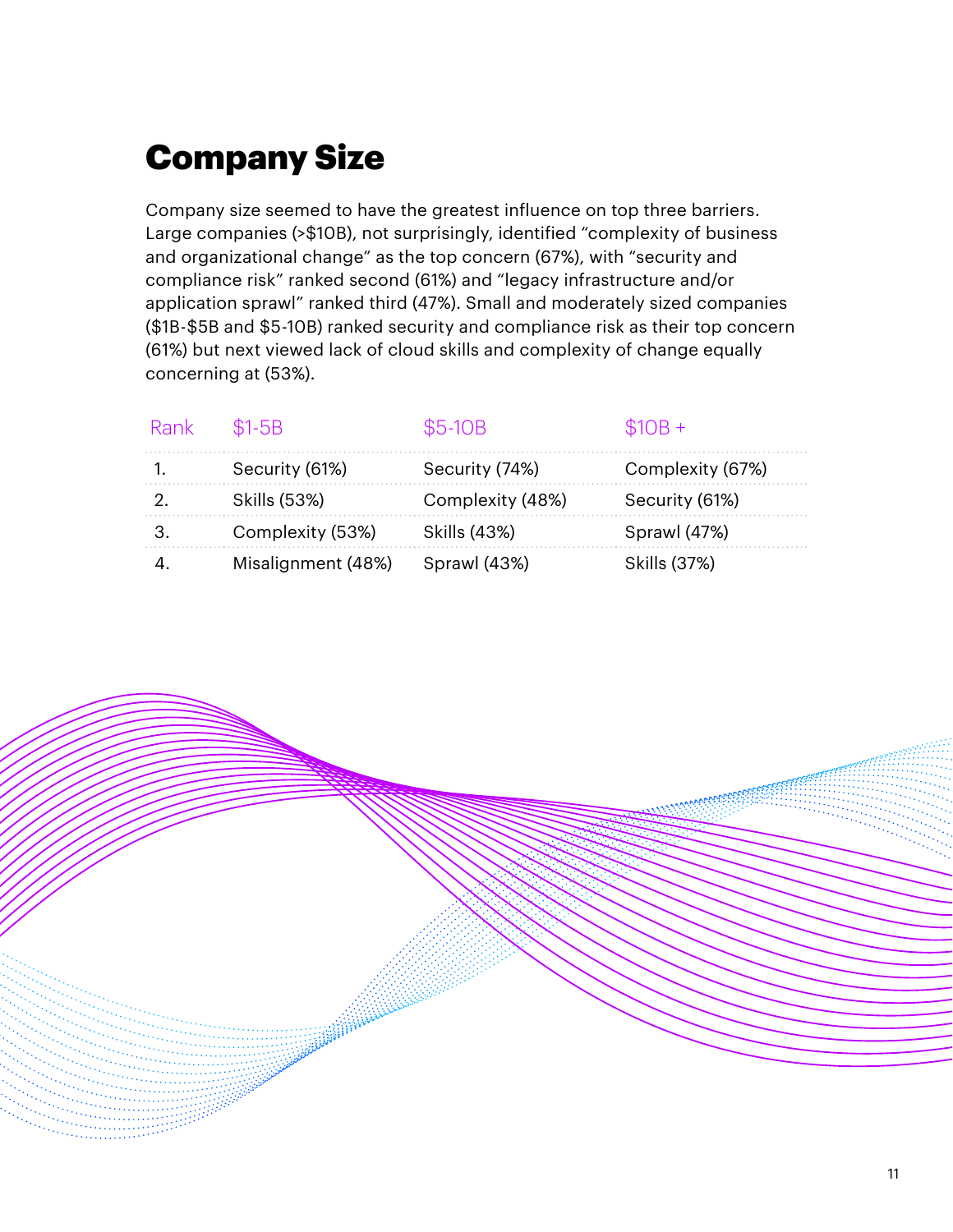## Company Size

Company size seemed to have the greatest influence on top three barriers. Large companies (>$10B), not surprisingly, identified "complexity of business and organizational change" as the top concern (67%), with "security and compliance risk" ranked second (61%) and "legacy infrastructure and/or application sprawl" ranked third (47%). Small and moderately sized companies ($1B-$5B and $5-10B) ranked security and compliance risk as their top concern (61%) but next viewed lack of cloud skills and complexity of change equally concerning at (53%).

| Rank | $1-5B | $5-10B | $10B + |
|---|---|---|---|
| 1. | Security (61%) | Security (74%) | Complexity (67%) |
| 2. | Skills (53%) | Complexity (48%) | Security (61%) |
| 3. | Complexity (53%) | Skills (43%) | Sprawl (47%) |
| 4. | Misalignment (48%) | Sprawl (43%) | Skills (37%) |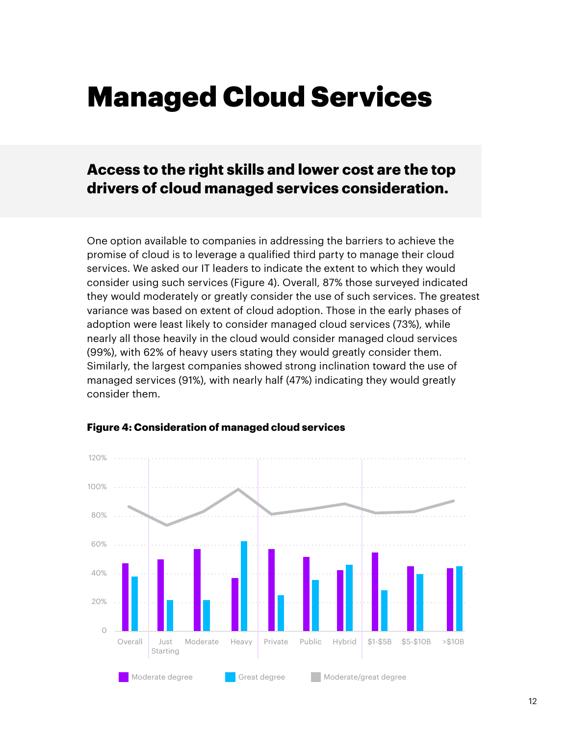# Managed Cloud Services

## Access to the right skills and lower cost are the top drivers of cloud managed services consideration.

One option available to companies in addressing the barriers to achieve the promise of cloud is to leverage a qualified third party to manage their cloud services. We asked our IT leaders to indicate the extent to which they would consider using such services (Figure 4). Overall, 87% those surveyed indicated they would moderately or greatly consider the use of such services. The greatest variance was based on extent of cloud adoption. Those in the early phases of adoption were least likely to consider managed cloud services (73%), while nearly all those heavily in the cloud would consider managed cloud services (99%), with 62% of heavy users stating they would greatly consider them. Similarly, the largest companies showed strong inclination toward the use of managed services (91%), with nearly half (47%) indicating they would greatly consider them.

**Figure 4: Consideration of managed cloud services**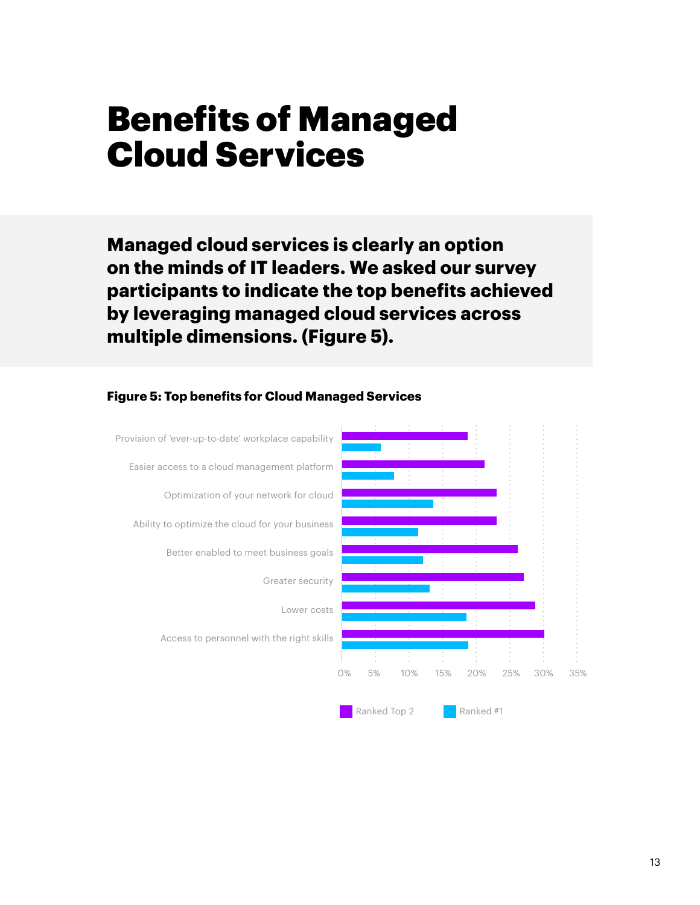# Benefits of Managed Cloud Services

**Managed cloud services is clearly an option on the minds of IT leaders. We asked our survey participants to indicate the top benefits achieved by leveraging managed cloud services across multiple dimensions. (Figure 5).**

**Figure 5: Top benefits for Cloud Managed Services**

| Benefit | Ranked Top 2 | Ranked #1 |
|---|---|---|
| Provision of 'ever-up-to-date' workplace capability | ~19% | ~6% |
| Easier access to a cloud management platform | ~21% | ~8% |
| Optimization of your network for cloud | ~23% | ~14% |
| Ability to optimize the cloud for your business | ~23% | ~11% |
| Better enabled to meet business goals | ~26% | ~12% |
| Greater security | ~27% | ~13% |
| Lower costs | ~29% | ~19% |
| Access to personnel with the right skills | ~30% | ~19% |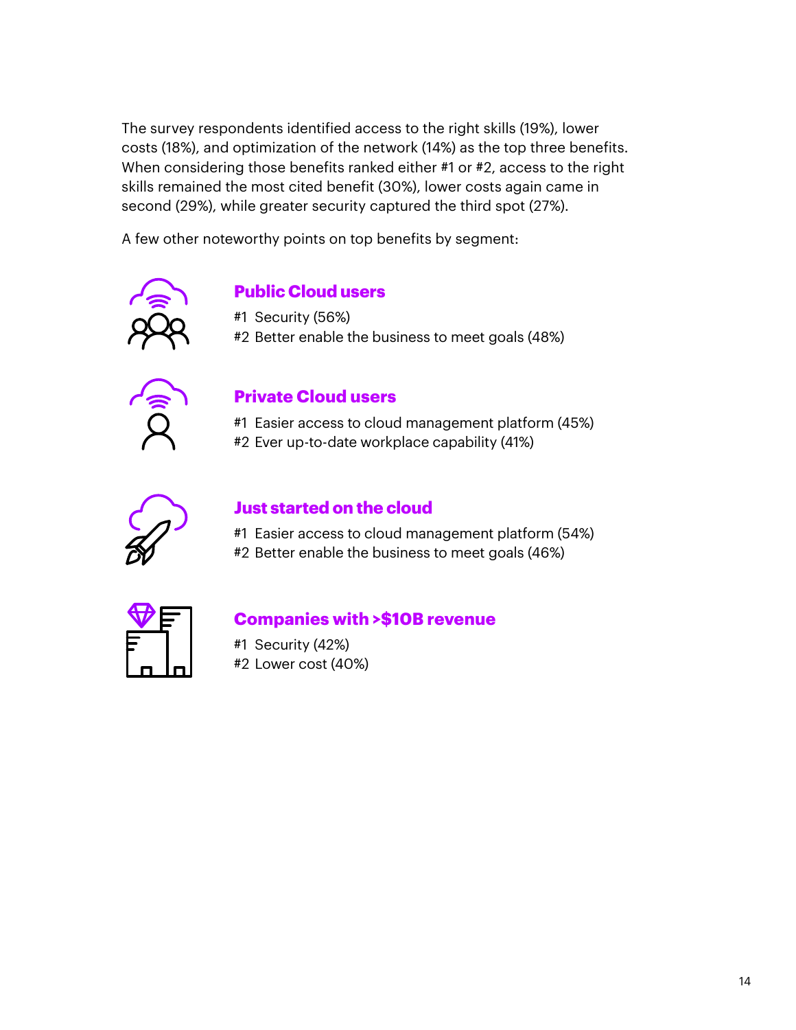The survey respondents identified access to the right skills (19%), lower costs (18%), and optimization of the network (14%) as the top three benefits. When considering those benefits ranked either #1 or #2, access to the right skills remained the most cited benefit (30%), lower costs again came in second (29%), while greater security captured the third spot (27%).

A few other noteworthy points on top benefits by segment:

### Public Cloud users

#1 Security (56%)
#2 Better enable the business to meet goals (48%)

### Private Cloud users

#1 Easier access to cloud management platform (45%)
#2 Ever up-to-date workplace capability (41%)

### Just started on the cloud

#1 Easier access to cloud management platform (54%)
#2 Better enable the business to meet goals (46%)

### Companies with >$10B revenue

#1 Security (42%)
#2 Lower cost (40%)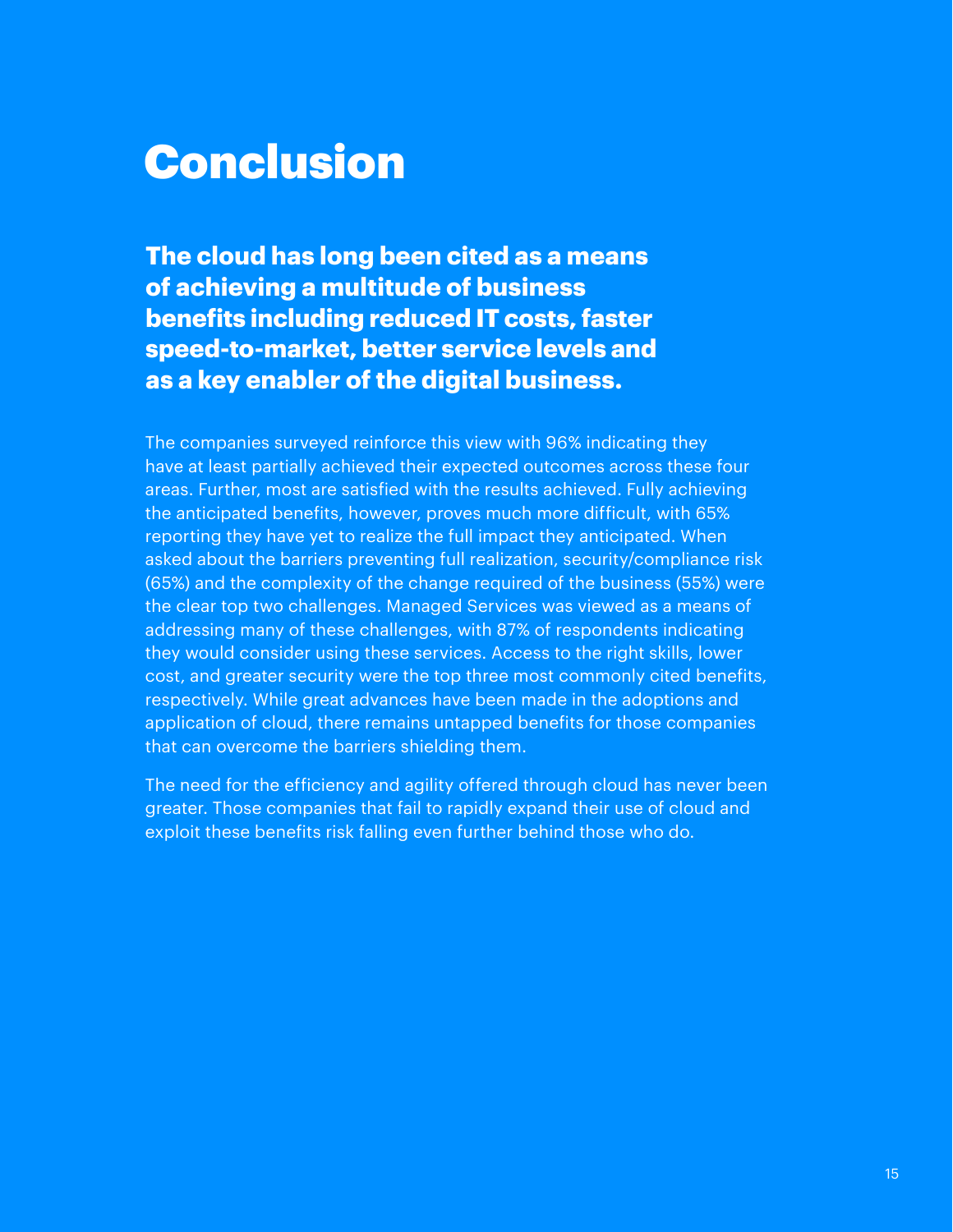# Conclusion

**The cloud has long been cited as a means of achieving a multitude of business benefits including reduced IT costs, faster speed-to-market, better service levels and as a key enabler of the digital business.**

The companies surveyed reinforce this view with 96% indicating they have at least partially achieved their expected outcomes across these four areas. Further, most are satisfied with the results achieved. Fully achieving the anticipated benefits, however, proves much more difficult, with 65% reporting they have yet to realize the full impact they anticipated. When asked about the barriers preventing full realization, security/compliance risk (65%) and the complexity of the change required of the business (55%) were the clear top two challenges. Managed Services was viewed as a means of addressing many of these challenges, with 87% of respondents indicating they would consider using these services. Access to the right skills, lower cost, and greater security were the top three most commonly cited benefits, respectively. While great advances have been made in the adoptions and application of cloud, there remains untapped benefits for those companies that can overcome the barriers shielding them.

The need for the efficiency and agility offered through cloud has never been greater. Those companies that fail to rapidly expand their use of cloud and exploit these benefits risk falling even further behind those who do.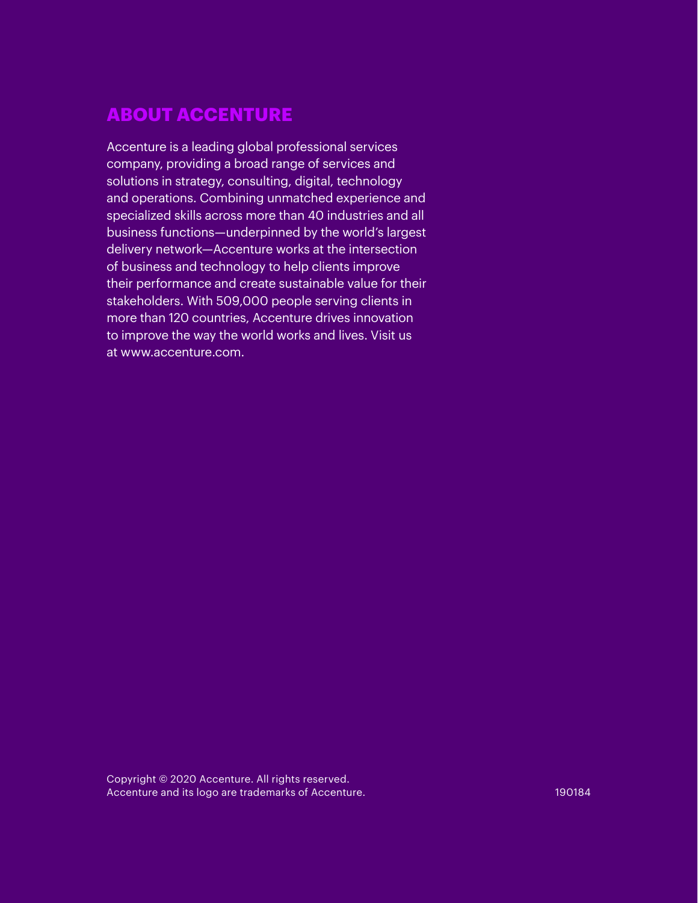## ABOUT ACCENTURE

Accenture is a leading global professional services company, providing a broad range of services and solutions in strategy, consulting, digital, technology and operations. Combining unmatched experience and specialized skills across more than 40 industries and all business functions—underpinned by the world's largest delivery network—Accenture works at the intersection of business and technology to help clients improve their performance and create sustainable value for their stakeholders. With 509,000 people serving clients in more than 120 countries, Accenture drives innovation to improve the way the world works and lives. Visit us at www.accenture.com.

Copyright © 2020 Accenture. All rights reserved.
Accenture and its logo are trademarks of Accenture.

190184